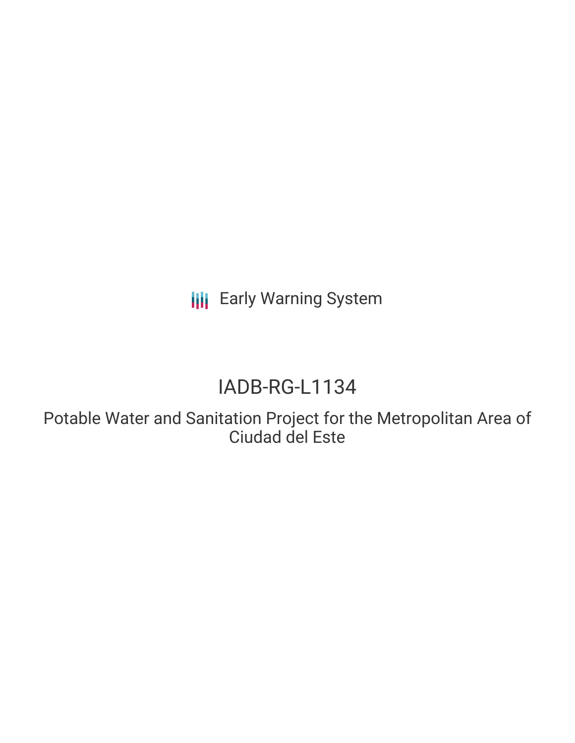Early Warning System

# IADB-RG-L1134

## Potable Water and Sanitation Project for the Metropolitan Area of Ciudad del Este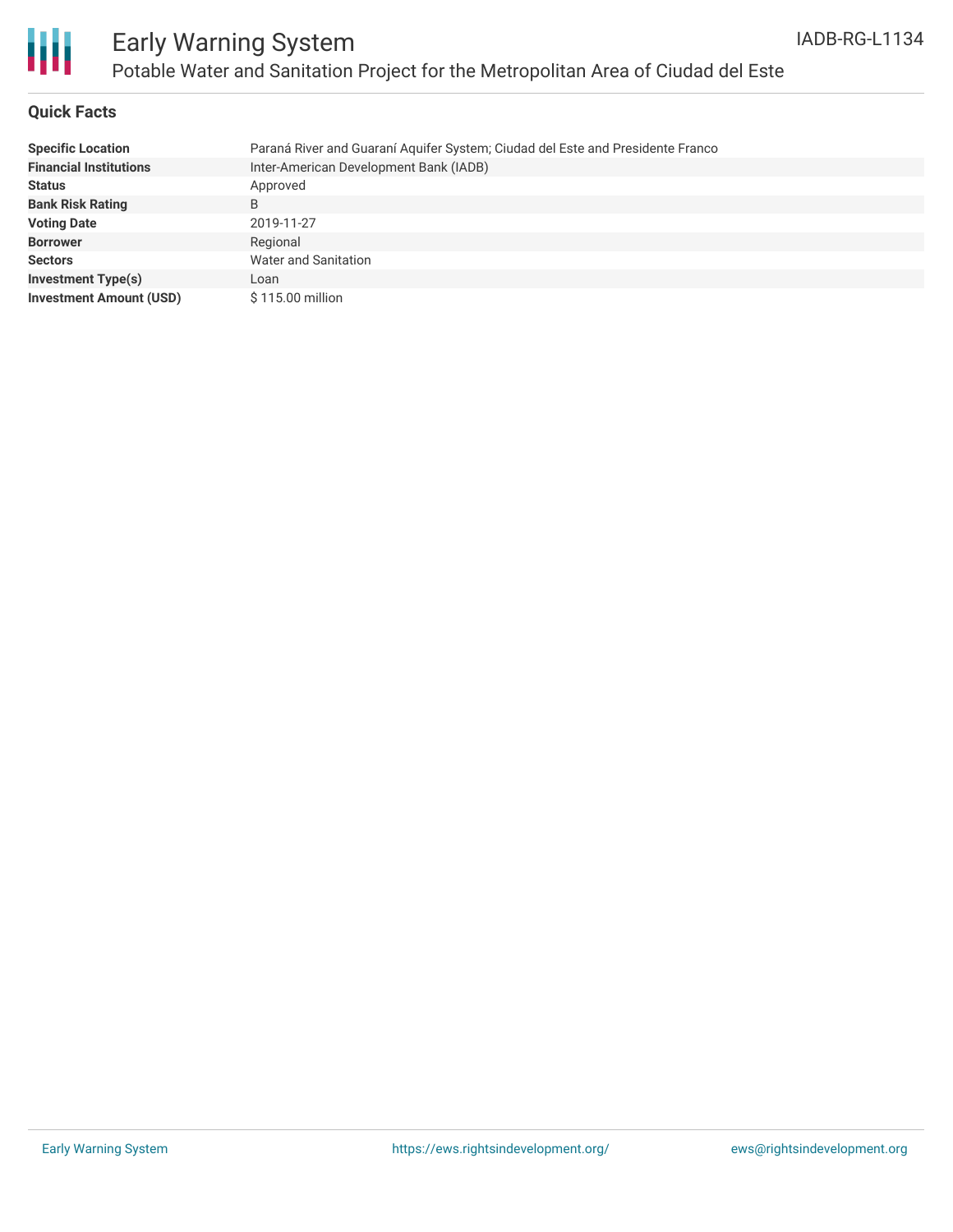## Quick Facts

| | |
|---|---|
| **Specific Location** | Paraná River and Guaraní Aquifer System; Ciudad del Este and Presidente Franco |
| **Financial Institutions** | Inter-American Development Bank (IADB) |
| **Status** | Approved |
| **Bank Risk Rating** | B |
| **Voting Date** | 2019-11-27 |
| **Borrower** | Regional |
| **Sectors** | Water and Sanitation |
| **Investment Type(s)** | Loan |
| **Investment Amount (USD)** | $ 115.00 million |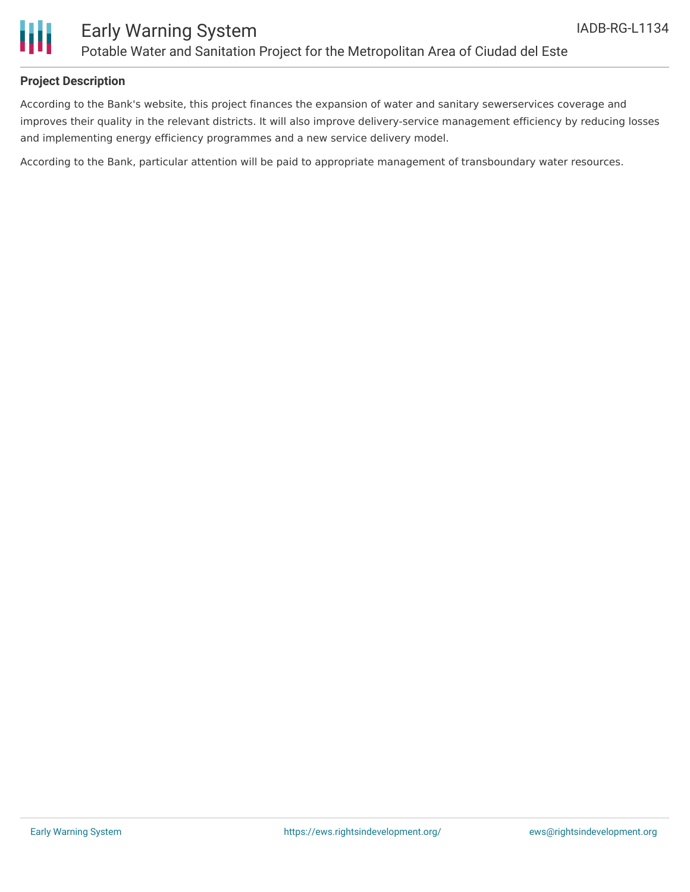**Project Description**

According to the Bank's website, this project finances the expansion of water and sanitary sewerservices coverage and improves their quality in the relevant districts. It will also improve delivery-service management efficiency by reducing losses and implementing energy efficiency programmes and a new service delivery model.

According to the Bank, particular attention will be paid to appropriate management of transboundary water resources.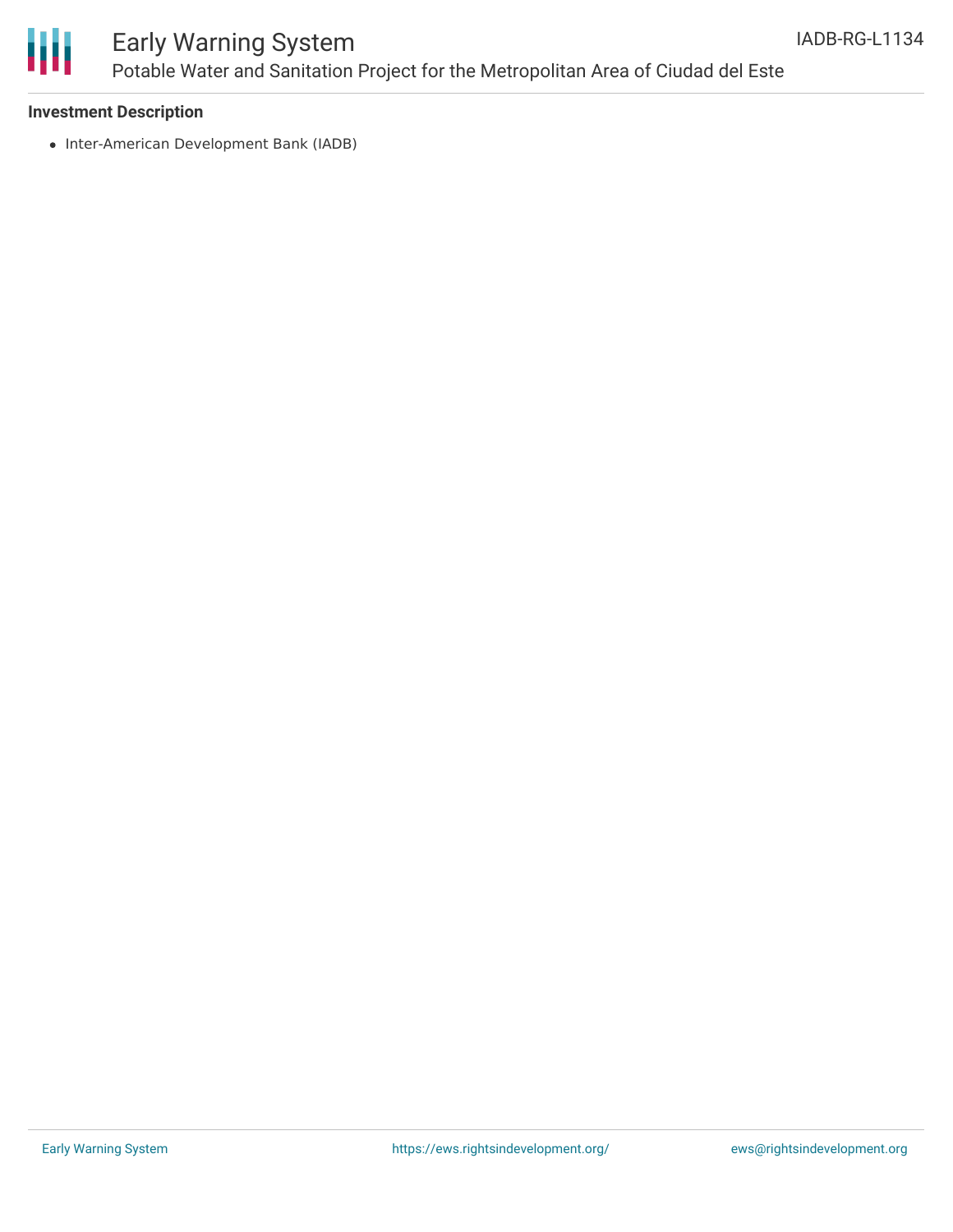### Investment Description

- Inter-American Development Bank (IADB)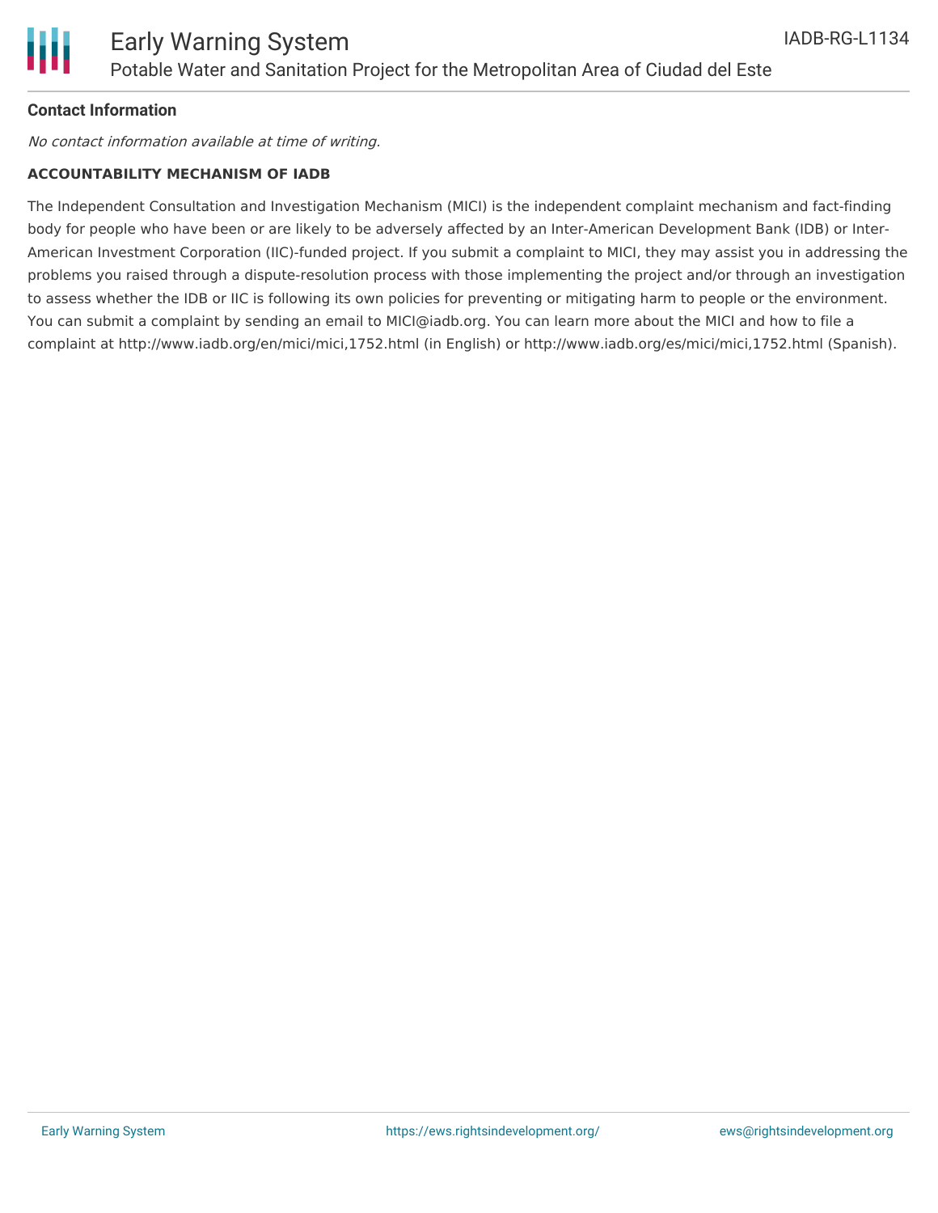#### Contact Information

*No contact information available at time of writing.*

**ACCOUNTABILITY MECHANISM OF IADB**

The Independent Consultation and Investigation Mechanism (MICI) is the independent complaint mechanism and fact-finding body for people who have been or are likely to be adversely affected by an Inter-American Development Bank (IDB) or Inter-American Investment Corporation (IIC)-funded project. If you submit a complaint to MICI, they may assist you in addressing the problems you raised through a dispute-resolution process with those implementing the project and/or through an investigation to assess whether the IDB or IIC is following its own policies for preventing or mitigating harm to people or the environment. You can submit a complaint by sending an email to MICI@iadb.org. You can learn more about the MICI and how to file a complaint at http://www.iadb.org/en/mici/mici,1752.html (in English) or http://www.iadb.org/es/mici/mici,1752.html (Spanish).